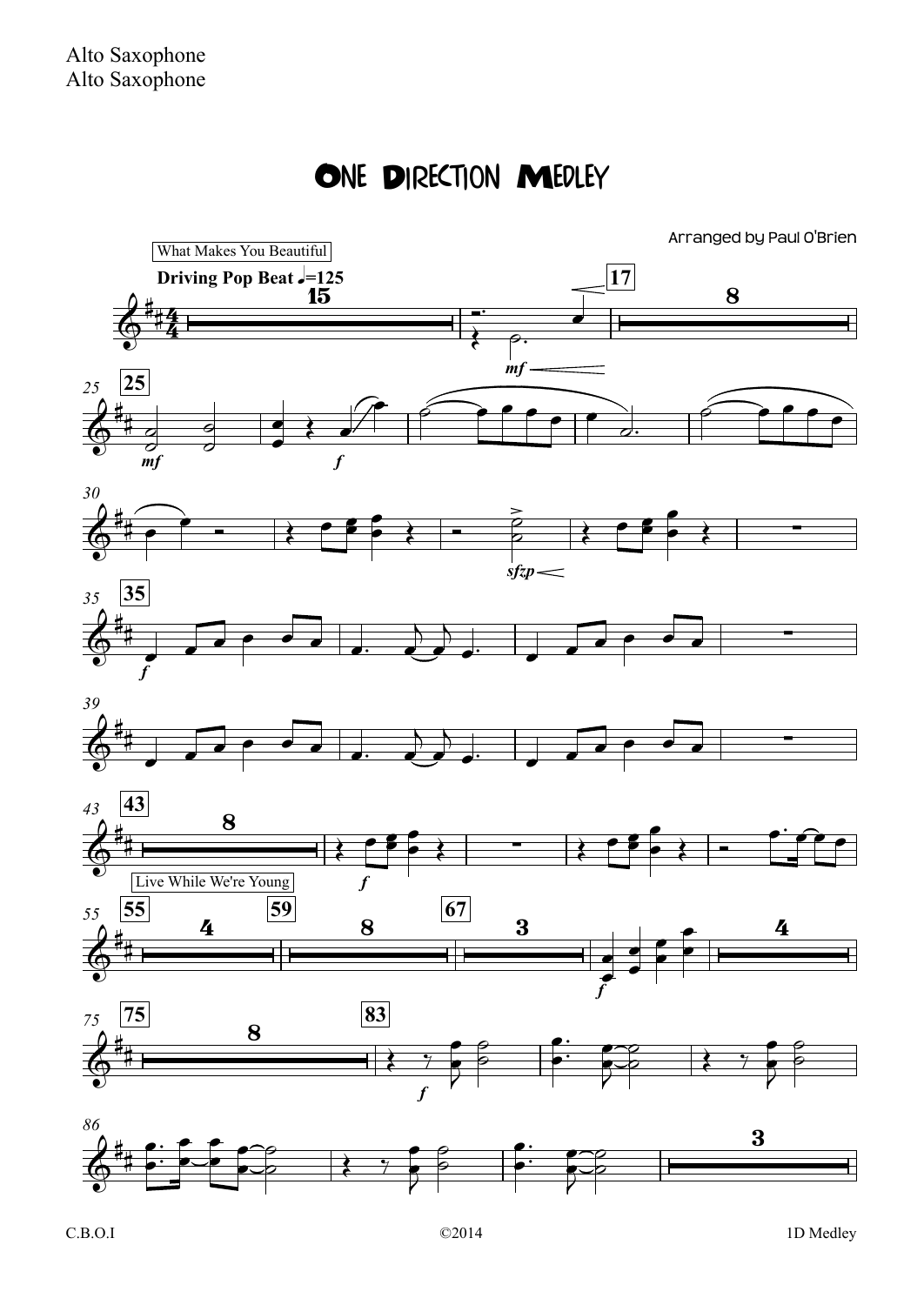Alto Saxophone
Alto Saxophone

# One Direction Medley

Arranged by Paul O'Brien

What Makes You Beautiful

**Driving Pop Beat** ♩=125

Live While We're Young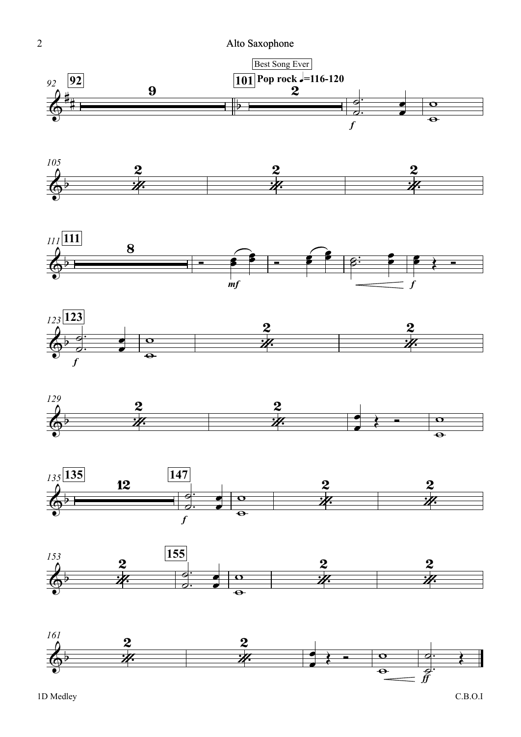Best Song Ever

Pop rock ♩=116-120